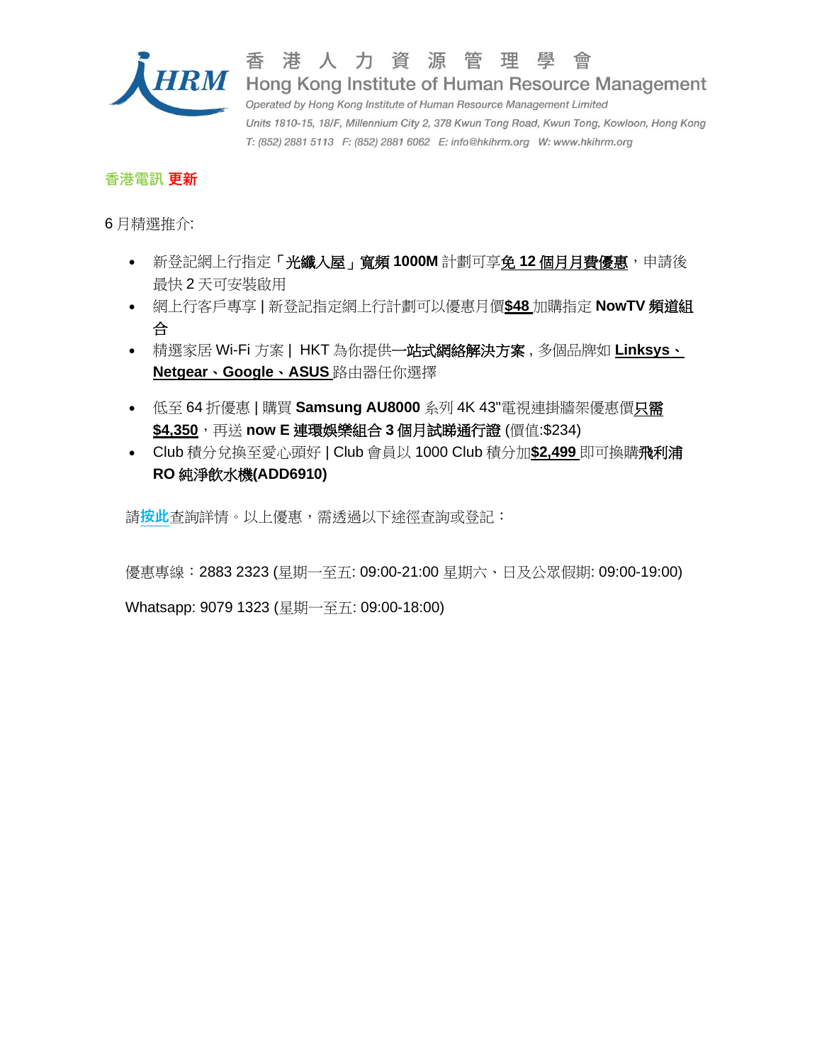香港人力資源管理學會
Hong Kong Institute of Human Resource Management
*Operated by Hong Kong Institute of Human Resource Management Limited*
*Units 1810-15, 18/F, Millennium City 2, 378 Kwun Tong Road, Kwun Tong, Kowloon, Hong Kong*
*T: (852) 2881 5113 F: (852) 2881 6062 E: info@hkihrm.org W: www.hkihrm.org*

**香港電訊 更新**

6 月精選推介:

- 新登記網上行指定**「光纖入屋」寬頻 1000M** 計劃可享**免 12 個月月費優惠**，申請後最快 2 天可安裝啟用
- 網上行客戶專享 | 新登記指定網上行計劃可以優惠月價**$48** 加購指定 **NowTV 頻道組合**
- 精選家居 Wi-Fi 方案 | HKT 為你提供**一站式網絡解決方案**，多個品牌如 **Linksys、Netgear、Google、ASUS** 路由器任你選擇
- 低至 64 折優惠 | 購買 **Samsung AU8000** 系列 4K 43"電視連掛牆架優惠價**只需 $4,350**，再送 **now E 連環娛樂組合 3 個月試睇通行證** (價值:$234)
- Club 積分兌換至愛心頭好 | Club 會員以 1000 Club 積分加**$2,499** 即可換購**飛利浦 RO 純淨飲水機(ADD6910)**

請**按此**查詢詳情。以上優惠，需透過以下途徑查詢或登記：

優惠專線：2883 2323 (星期一至五: 09:00-21:00 星期六、日及公眾假期: 09:00-19:00)

Whatsapp: 9079 1323 (星期一至五: 09:00-18:00)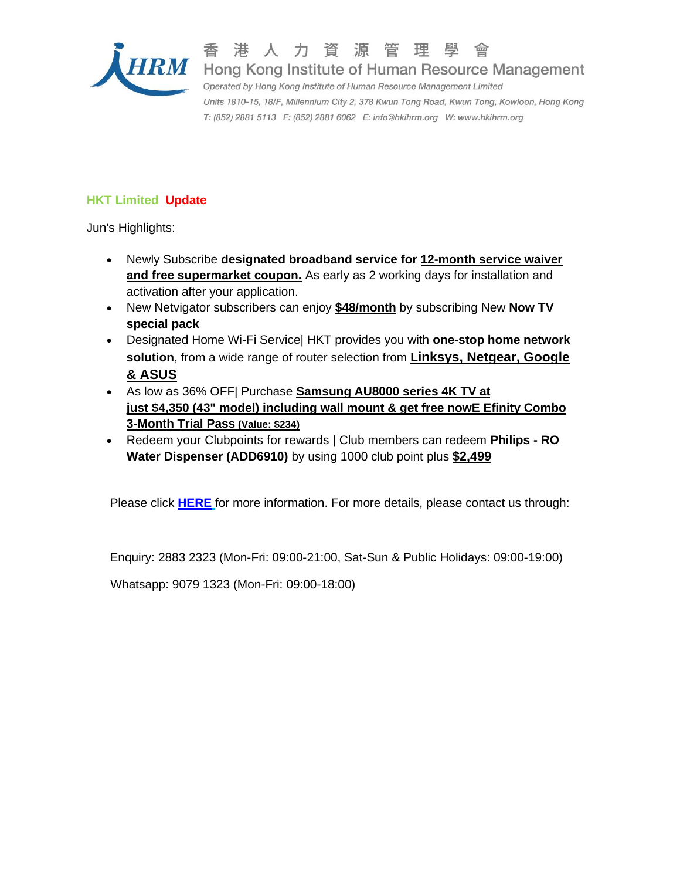香 港 人 力 資 源 管 理 學 會
Hong Kong Institute of Human Resource Management
*Operated by Hong Kong Institute of Human Resource Management Limited*
*Units 1810-15, 18/F, Millennium City 2, 378 Kwun Tong Road, Kwun Tong, Kowloon, Hong Kong*
*T: (852) 2881 5113 F: (852) 2881 6062 E: info@hkihrm.org W: www.hkihrm.org*

**HKT Limited Update**

Jun's Highlights:

- Newly Subscribe **designated broadband service for 12-month service waiver and free supermarket coupon.** As early as 2 working days for installation and activation after your application.
- New Netvigator subscribers can enjoy **$48/month** by subscribing New **Now TV special pack**
- Designated Home Wi-Fi Service| HKT provides you with **one-stop home network solution**, from a wide range of router selection from **Linksys, Netgear, Google & ASUS**
- As low as 36% OFF| Purchase **Samsung AU8000 series 4K TV at just $4,350 (43" model) including wall mount & get free nowE Efinity Combo 3-Month Trial Pass (Value: $234)**
- Redeem your Clubpoints for rewards | Club members can redeem **Philips - RO Water Dispenser (ADD6910)** by using 1000 club point plus **$2,499**

Please click **HERE** for more information. For more details, please contact us through:

Enquiry: 2883 2323 (Mon-Fri: 09:00-21:00, Sat-Sun & Public Holidays: 09:00-19:00)

Whatsapp: 9079 1323 (Mon-Fri: 09:00-18:00)